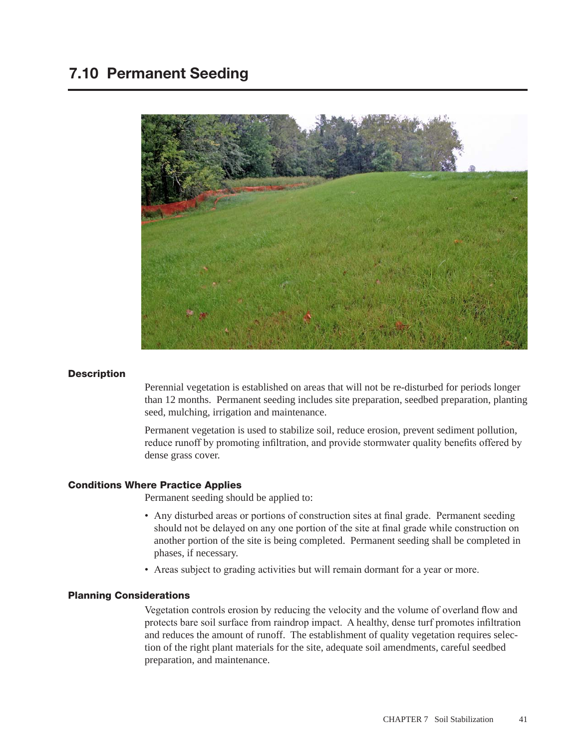# 7.10 Permanent Seeding

### Description

Perennial vegetation is established on areas that will not be re-disturbed for periods longer than 12 months. Permanent seeding includes site preparation, seedbed preparation, planting seed, mulching, irrigation and maintenance.

Permanent vegetation is used to stabilize soil, reduce erosion, prevent sediment pollution, reduce runoff by promoting infiltration, and provide stormwater quality benefits offered by dense grass cover.

### Conditions Where Practice Applies

Permanent seeding should be applied to:

- Any disturbed areas or portions of construction sites at final grade. Permanent seeding should not be delayed on any one portion of the site at final grade while construction on another portion of the site is being completed. Permanent seeding shall be completed in phases, if necessary.
- Areas subject to grading activities but will remain dormant for a year or more.

### Planning Considerations

Vegetation controls erosion by reducing the velocity and the volume of overland flow and protects bare soil surface from raindrop impact. A healthy, dense turf promotes infiltration and reduces the amount of runoff. The establishment of quality vegetation requires selection of the right plant materials for the site, adequate soil amendments, careful seedbed preparation, and maintenance.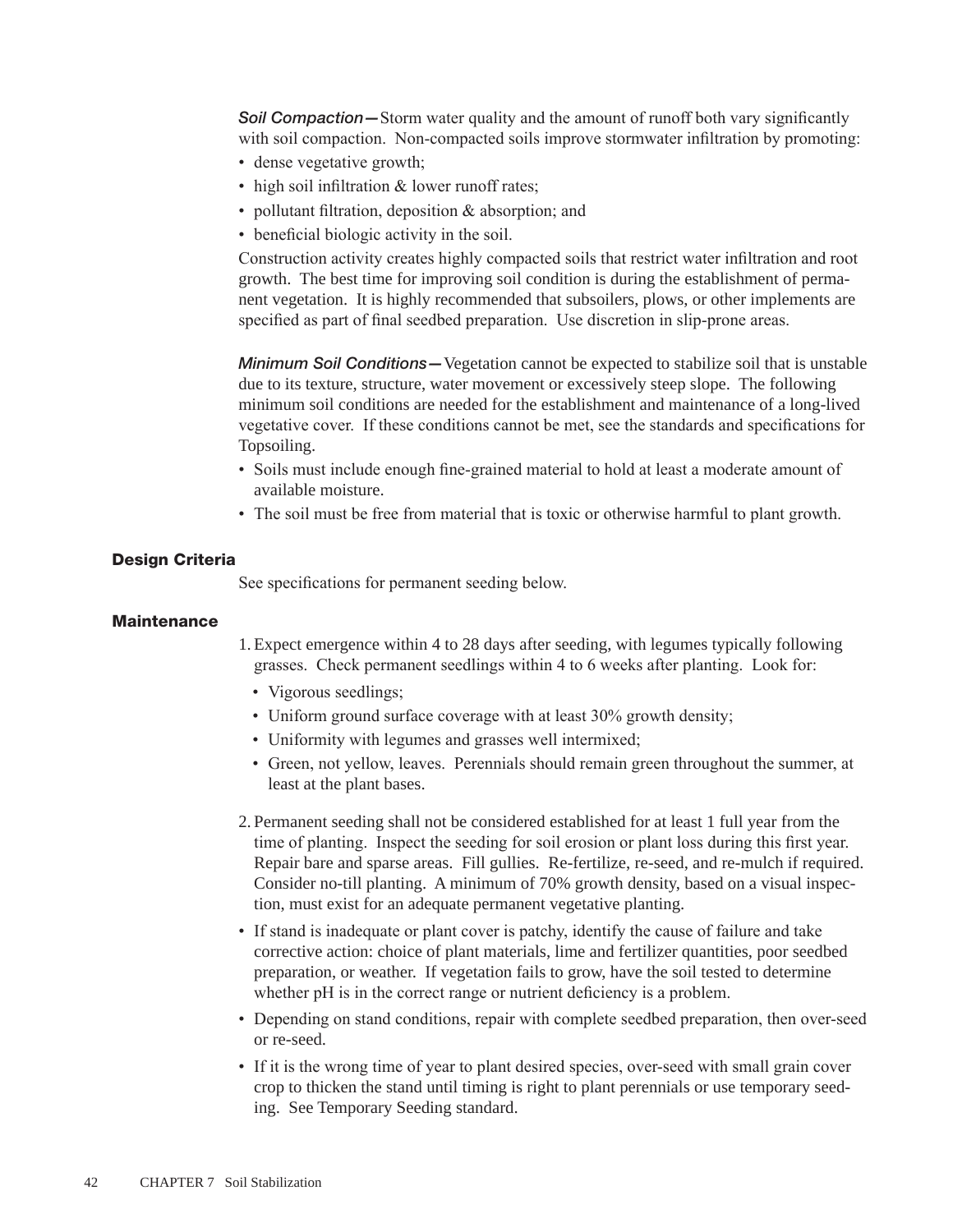***Soil Compaction*—**Storm water quality and the amount of runoff both vary significantly with soil compaction. Non-compacted soils improve stormwater infiltration by promoting:

- dense vegetative growth;
- high soil infiltration & lower runoff rates;
- pollutant filtration, deposition & absorption; and
- beneficial biologic activity in the soil.

Construction activity creates highly compacted soils that restrict water infiltration and root growth. The best time for improving soil condition is during the establishment of permanent vegetation. It is highly recommended that subsoilers, plows, or other implements are specified as part of final seedbed preparation. Use discretion in slip-prone areas.

***Minimum Soil Conditions*—**Vegetation cannot be expected to stabilize soil that is unstable due to its texture, structure, water movement or excessively steep slope. The following minimum soil conditions are needed for the establishment and maintenance of a long-lived vegetative cover. If these conditions cannot be met, see the standards and specifications for Topsoiling.

- Soils must include enough fine-grained material to hold at least a moderate amount of available moisture.
- The soil must be free from material that is toxic or otherwise harmful to plant growth.

## Design Criteria

See specifications for permanent seeding below.

## Maintenance

1. Expect emergence within 4 to 28 days after seeding, with legumes typically following grasses. Check permanent seedlings within 4 to 6 weeks after planting. Look for:
   - Vigorous seedlings;
   - Uniform ground surface coverage with at least 30% growth density;
   - Uniformity with legumes and grasses well intermixed;
   - Green, not yellow, leaves. Perennials should remain green throughout the summer, at least at the plant bases.

2. Permanent seeding shall not be considered established for at least 1 full year from the time of planting. Inspect the seeding for soil erosion or plant loss during this first year. Repair bare and sparse areas. Fill gullies. Re-fertilize, re-seed, and re-mulch if required. Consider no-till planting. A minimum of 70% growth density, based on a visual inspection, must exist for an adequate permanent vegetative planting.

- If stand is inadequate or plant cover is patchy, identify the cause of failure and take corrective action: choice of plant materials, lime and fertilizer quantities, poor seedbed preparation, or weather. If vegetation fails to grow, have the soil tested to determine whether pH is in the correct range or nutrient deficiency is a problem.
- Depending on stand conditions, repair with complete seedbed preparation, then over-seed or re-seed.
- If it is the wrong time of year to plant desired species, over-seed with small grain cover crop to thicken the stand until timing is right to plant perennials or use temporary seeding. See Temporary Seeding standard.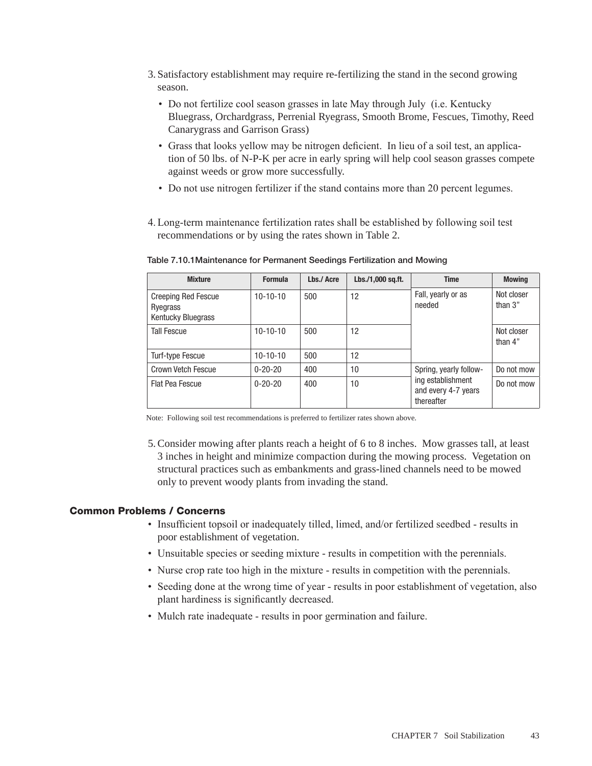3. Satisfactory establishment may require re-fertilizing the stand in the second growing season.
   - Do not fertilize cool season grasses in late May through July (i.e. Kentucky Bluegrass, Orchardgrass, Perrenial Ryegrass, Smooth Brome, Fescues, Timothy, Reed Canarygrass and Garrison Grass)
   - Grass that looks yellow may be nitrogen deficient. In lieu of a soil test, an application of 50 lbs. of N-P-K per acre in early spring will help cool season grasses compete against weeds or grow more successfully.
   - Do not use nitrogen fertilizer if the stand contains more than 20 percent legumes.

4. Long-term maintenance fertilization rates shall be established by following soil test recommendations or by using the rates shown in Table 2.

**Table 7.10.1Maintenance for Permanent Seedings Fertilization and Mowing**

| Mixture | Formula | Lbs./ Acre | Lbs./1,000 sq.ft. | Time | Mowing |
|---|---|---|---|---|---|
| Creeping Red Fescue Ryegrass Kentucky Bluegrass | 10-10-10 | 500 | 12 | Fall, yearly or as needed | Not closer than 3" |
| Tall Fescue | 10-10-10 | 500 | 12 | | Not closer than 4" |
| Turf-type Fescue | 10-10-10 | 500 | 12 | | |
| Crown Vetch Fescue | 0-20-20 | 400 | 10 | Spring, yearly following establishment and every 4-7 years thereafter | Do not mow |
| Flat Pea Fescue | 0-20-20 | 400 | 10 | | Do not mow |

Note: Following soil test recommendations is preferred to fertilizer rates shown above.

5. Consider mowing after plants reach a height of 6 to 8 inches. Mow grasses tall, at least 3 inches in height and minimize compaction during the mowing process. Vegetation on structural practices such as embankments and grass-lined channels need to be mowed only to prevent woody plants from invading the stand.

### Common Problems / Concerns

- Insufficient topsoil or inadequately tilled, limed, and/or fertilized seedbed - results in poor establishment of vegetation.
- Unsuitable species or seeding mixture - results in competition with the perennials.
- Nurse crop rate too high in the mixture - results in competition with the perennials.
- Seeding done at the wrong time of year - results in poor establishment of vegetation, also plant hardiness is significantly decreased.
- Mulch rate inadequate - results in poor germination and failure.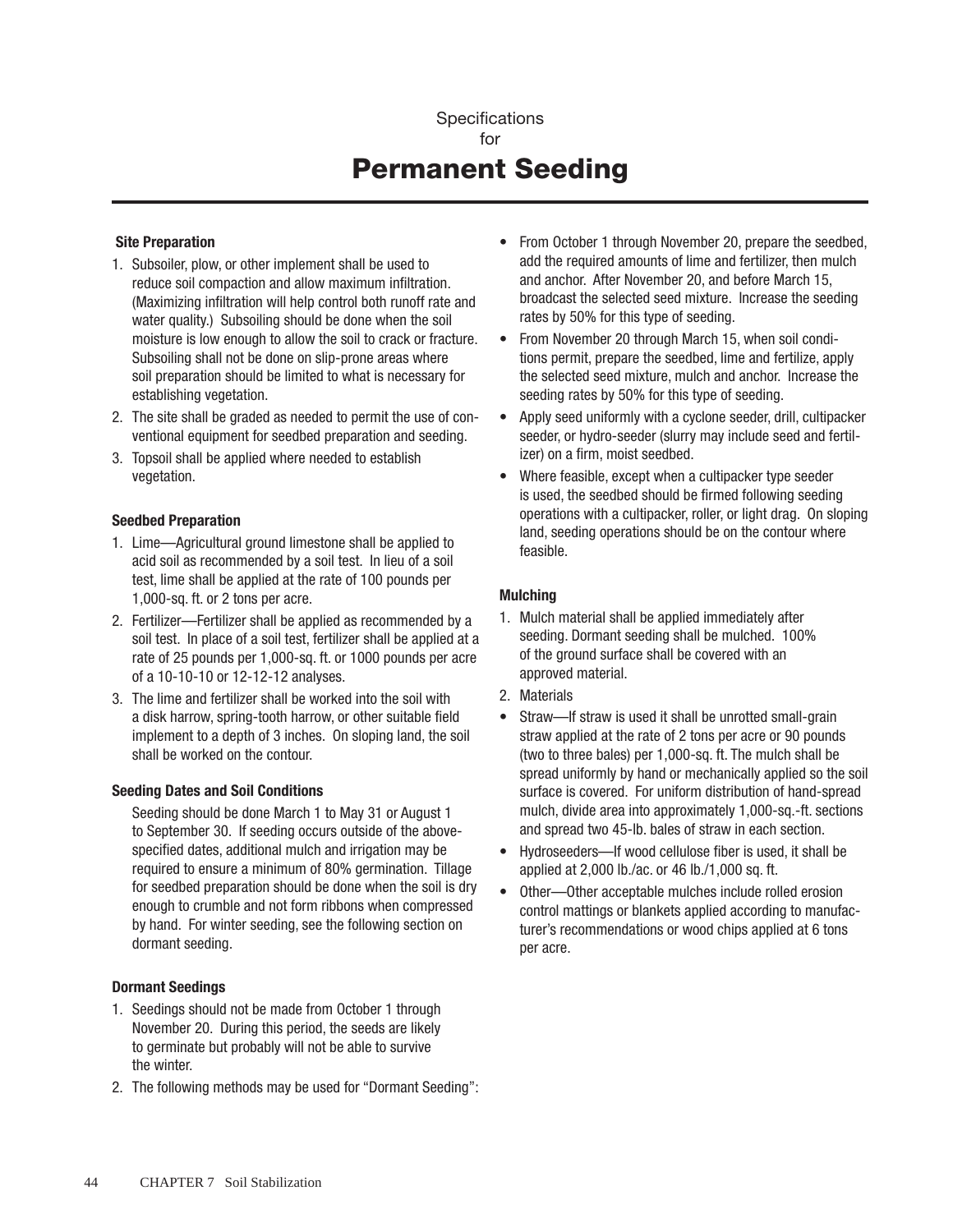Specifications

for

# Permanent Seeding

### Site Preparation

1. Subsoiler, plow, or other implement shall be used to reduce soil compaction and allow maximum infiltration. (Maximizing infiltration will help control both runoff rate and water quality.) Subsoiling should be done when the soil moisture is low enough to allow the soil to crack or fracture. Subsoiling shall not be done on slip-prone areas where soil preparation should be limited to what is necessary for establishing vegetation.
2. The site shall be graded as needed to permit the use of conventional equipment for seedbed preparation and seeding.
3. Topsoil shall be applied where needed to establish vegetation.

### Seedbed Preparation

1. Lime—Agricultural ground limestone shall be applied to acid soil as recommended by a soil test. In lieu of a soil test, lime shall be applied at the rate of 100 pounds per 1,000-sq. ft. or 2 tons per acre.
2. Fertilizer—Fertilizer shall be applied as recommended by a soil test. In place of a soil test, fertilizer shall be applied at a rate of 25 pounds per 1,000-sq. ft. or 1000 pounds per acre of a 10-10-10 or 12-12-12 analyses.
3. The lime and fertilizer shall be worked into the soil with a disk harrow, spring-tooth harrow, or other suitable field implement to a depth of 3 inches. On sloping land, the soil shall be worked on the contour.

### Seeding Dates and Soil Conditions

Seeding should be done March 1 to May 31 or August 1 to September 30. If seeding occurs outside of the above-specified dates, additional mulch and irrigation may be required to ensure a minimum of 80% germination. Tillage for seedbed preparation should be done when the soil is dry enough to crumble and not form ribbons when compressed by hand. For winter seeding, see the following section on dormant seeding.

### Dormant Seedings

1. Seedings should not be made from October 1 through November 20. During this period, the seeds are likely to germinate but probably will not be able to survive the winter.
2. The following methods may be used for "Dormant Seeding":

- From October 1 through November 20, prepare the seedbed, add the required amounts of lime and fertilizer, then mulch and anchor. After November 20, and before March 15, broadcast the selected seed mixture. Increase the seeding rates by 50% for this type of seeding.
- From November 20 through March 15, when soil conditions permit, prepare the seedbed, lime and fertilize, apply the selected seed mixture, mulch and anchor. Increase the seeding rates by 50% for this type of seeding.
- Apply seed uniformly with a cyclone seeder, drill, cultipacker seeder, or hydro-seeder (slurry may include seed and fertilizer) on a firm, moist seedbed.
- Where feasible, except when a cultipacker type seeder is used, the seedbed should be firmed following seeding operations with a cultipacker, roller, or light drag. On sloping land, seeding operations should be on the contour where feasible.

### Mulching

1. Mulch material shall be applied immediately after seeding. Dormant seeding shall be mulched. 100% of the ground surface shall be covered with an approved material.
2. Materials

- Straw—If straw is used it shall be unrotted small-grain straw applied at the rate of 2 tons per acre or 90 pounds (two to three bales) per 1,000-sq. ft. The mulch shall be spread uniformly by hand or mechanically applied so the soil surface is covered. For uniform distribution of hand-spread mulch, divide area into approximately 1,000-sq.-ft. sections and spread two 45-lb. bales of straw in each section.
- Hydroseeders—If wood cellulose fiber is used, it shall be applied at 2,000 lb./ac. or 46 lb./1,000 sq. ft.
- Other—Other acceptable mulches include rolled erosion control mattings or blankets applied according to manufacturer's recommendations or wood chips applied at 6 tons per acre.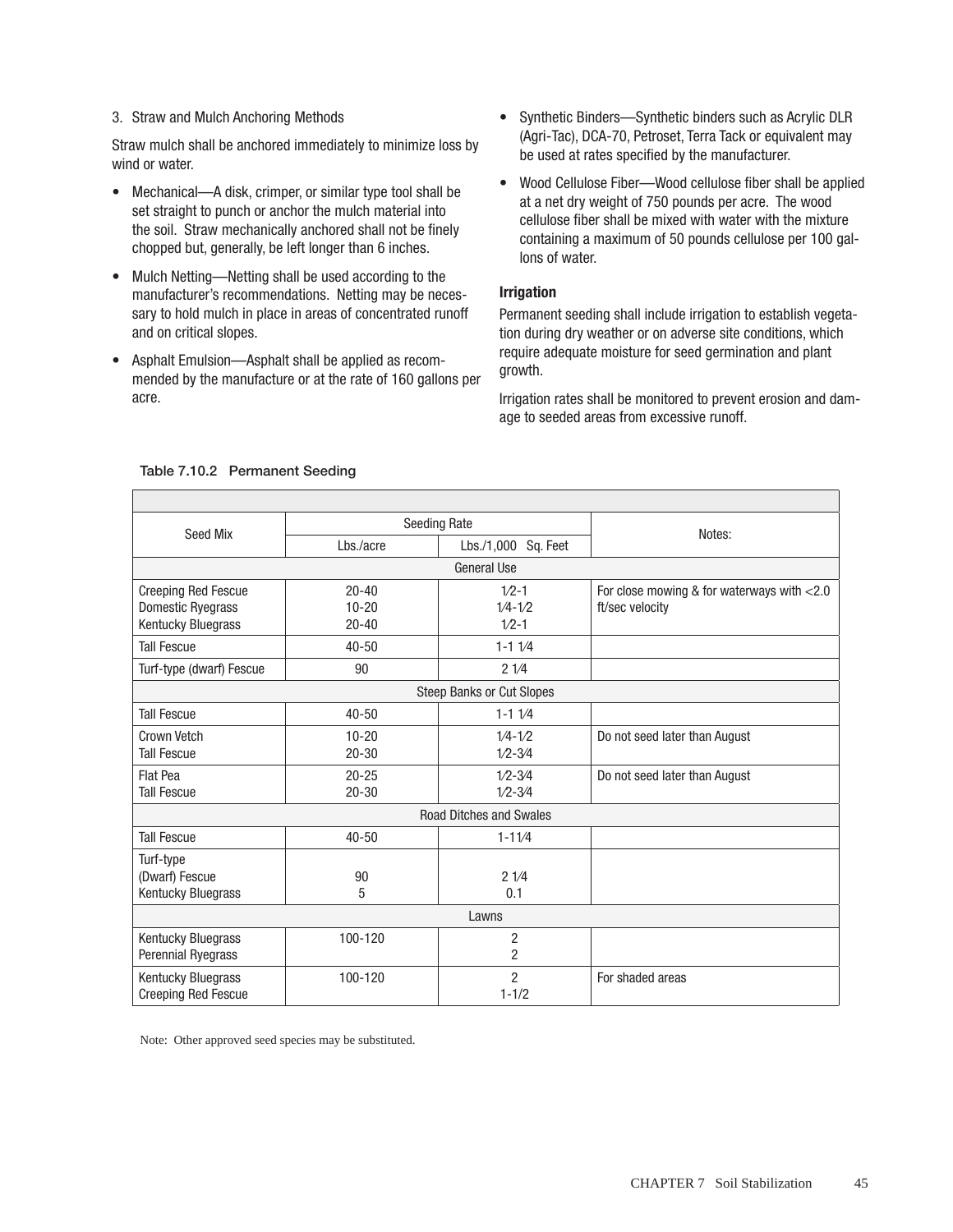3. Straw and Mulch Anchoring Methods

Straw mulch shall be anchored immediately to minimize loss by wind or water.

- Mechanical—A disk, crimper, or similar type tool shall be set straight to punch or anchor the mulch material into the soil. Straw mechanically anchored shall not be finely chopped but, generally, be left longer than 6 inches.
- Mulch Netting—Netting shall be used according to the manufacturer's recommendations. Netting may be necessary to hold mulch in place in areas of concentrated runoff and on critical slopes.
- Asphalt Emulsion—Asphalt shall be applied as recommended by the manufacture or at the rate of 160 gallons per acre.
- Synthetic Binders—Synthetic binders such as Acrylic DLR (Agri-Tac), DCA-70, Petroset, Terra Tack or equivalent may be used at rates specified by the manufacturer.
- Wood Cellulose Fiber—Wood cellulose fiber shall be applied at a net dry weight of 750 pounds per acre. The wood cellulose fiber shall be mixed with water with the mixture containing a maximum of 50 pounds cellulose per 100 gallons of water.

**Irrigation**

Permanent seeding shall include irrigation to establish vegetation during dry weather or on adverse site conditions, which require adequate moisture for seed germination and plant growth.

Irrigation rates shall be monitored to prevent erosion and damage to seeded areas from excessive runoff.

Table 7.10.2 Permanent Seeding

| Seed Mix | Seeding Rate | | Notes: |
|---|---|---|---|
| | Lbs./acre | Lbs./1,000 Sq. Feet | |
| **General Use** | | | |
| Creeping Red Fescue<br>Domestic Ryegrass<br>Kentucky Bluegrass | 20-40<br>10-20<br>20-40 | ½-1<br>¼-½<br>½-1 | For close mowing & for waterways with <2.0 ft/sec velocity |
| Tall Fescue | 40-50 | 1-1 ¼ | |
| Turf-type (dwarf) Fescue | 90 | 2 ¼ | |
| **Steep Banks or Cut Slopes** | | | |
| Tall Fescue | 40-50 | 1-1 ¼ | |
| Crown Vetch<br>Tall Fescue | 10-20<br>20-30 | ¼-½<br>½-¾ | Do not seed later than August |
| Flat Pea<br>Tall Fescue | 20-25<br>20-30 | ½-¾<br>½-¾ | Do not seed later than August |
| **Road Ditches and Swales** | | | |
| Tall Fescue | 40-50 | 1-1¼ | |
| Turf-type<br>(Dwarf) Fescue<br>Kentucky Bluegrass | 90<br>5 | 2 ¼<br>0.1 | |
| **Lawns** | | | |
| Kentucky Bluegrass<br>Perennial Ryegrass | 100-120 | 2<br>2 | |
| Kentucky Bluegrass<br>Creeping Red Fescue | 100-120 | 2<br>1-1/2 | For shaded areas |

Note: Other approved seed species may be substituted.